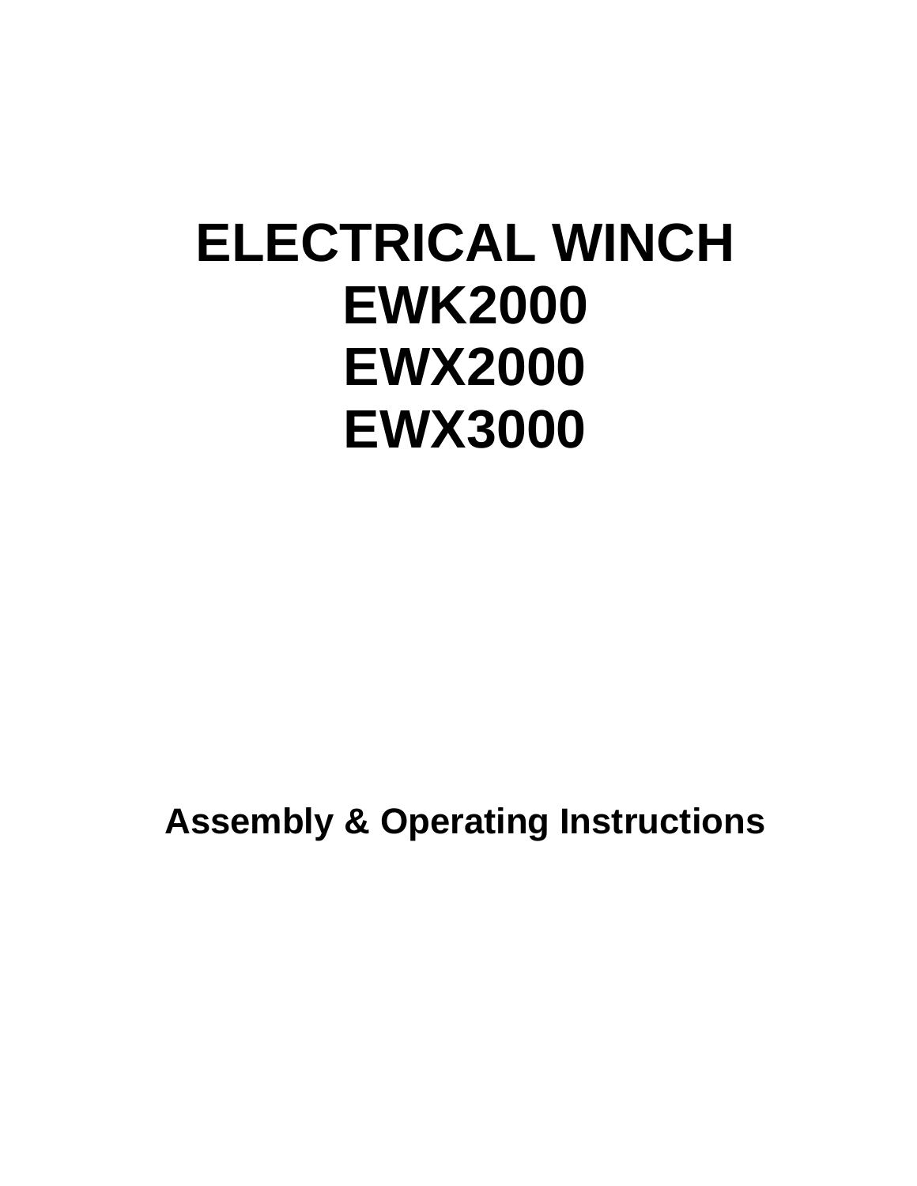# ELECTRICAL WINCH
# EWK2000
# EWX2000
# EWX3000

**Assembly & Operating Instructions**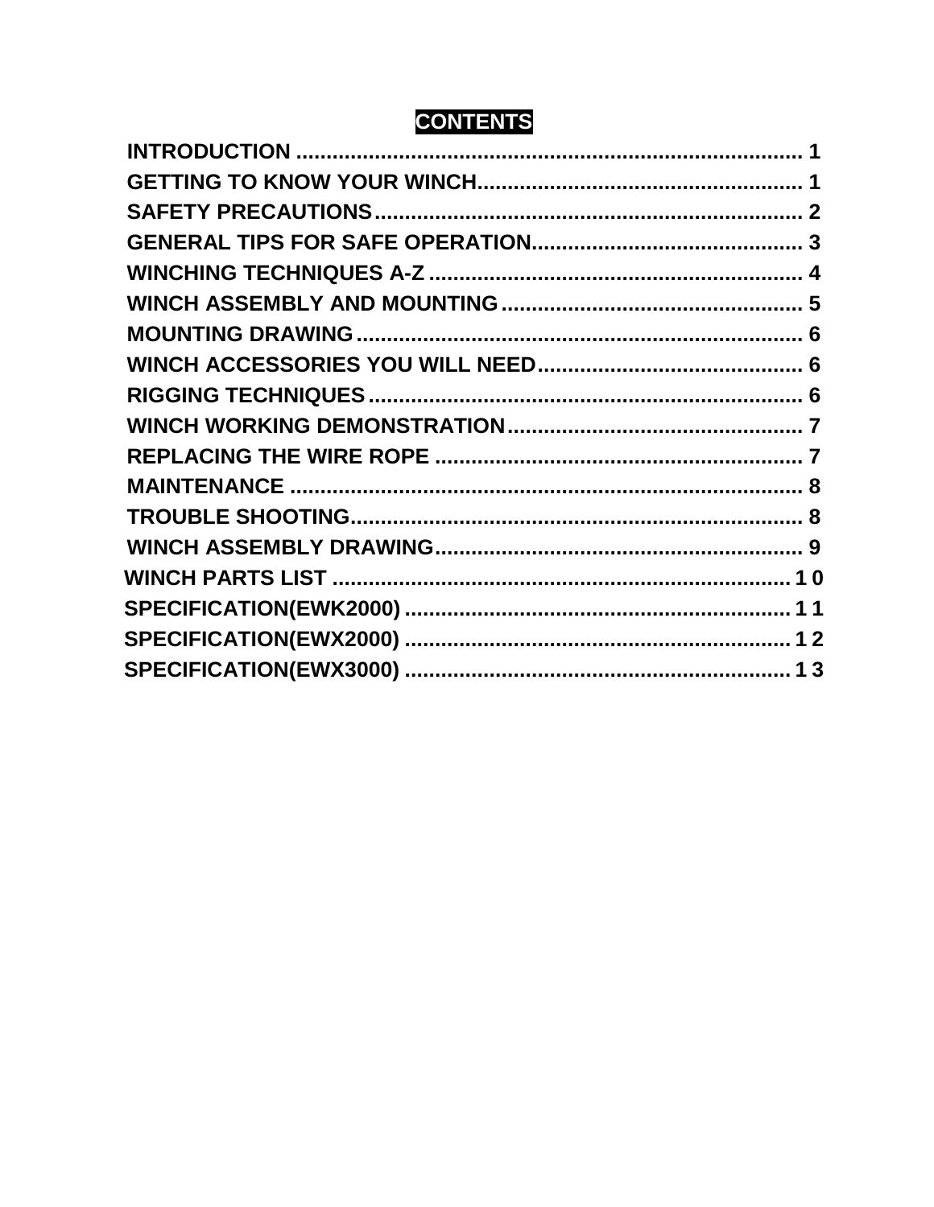# CONTENTS

INTRODUCTION .................................................................................... 1
GETTING TO KNOW YOUR WINCH...................................................... 1
SAFETY PRECAUTIONS....................................................................... 2
GENERAL TIPS FOR SAFE OPERATION............................................. 3
WINCHING TECHNIQUES A-Z .............................................................. 4
WINCH ASSEMBLY AND MOUNTING .................................................. 5
MOUNTING DRAWING .......................................................................... 6
WINCH ACCESSORIES YOU WILL NEED............................................. 6
RIGGING TECHNIQUES ........................................................................ 6
WINCH WORKING DEMONSTRATION................................................. 7
REPLACING THE WIRE ROPE ............................................................. 7
MAINTENANCE ..................................................................................... 8
TROUBLE SHOOTING........................................................................... 8
WINCH ASSEMBLY DRAWING............................................................. 9
WINCH PARTS LIST ............................................................................ 10
SPECIFICATION(EWK2000) ................................................................ 11
SPECIFICATION(EWX2000) ................................................................ 12
SPECIFICATION(EWX3000) ................................................................ 13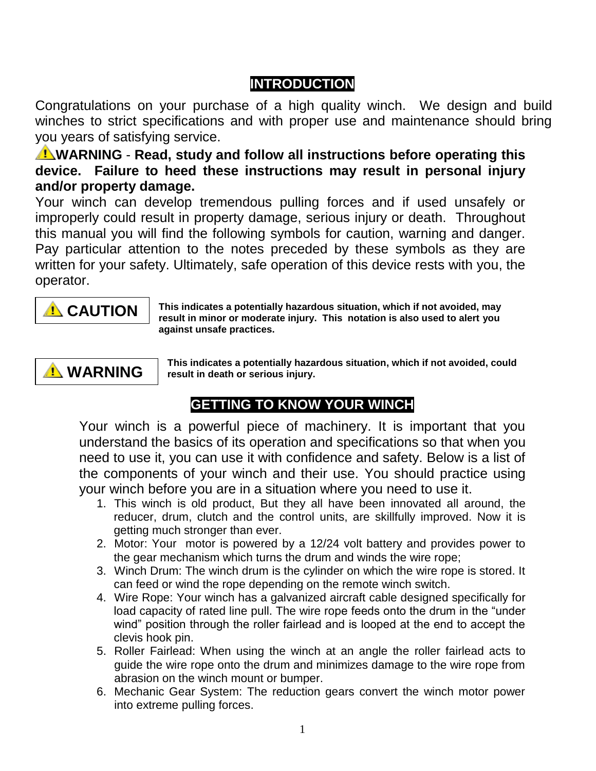## INTRODUCTION

Congratulations on your purchase of a high quality winch. We design and build winches to strict specifications and with proper use and maintenance should bring you years of satisfying service.

⚠ **WARNING** - **Read, study and follow all instructions before operating this device. Failure to heed these instructions may result in personal injury and/or property damage.**

Your winch can develop tremendous pulling forces and if used unsafely or improperly could result in property damage, serious injury or death. Throughout this manual you will find the following symbols for caution, warning and danger. Pay particular attention to the notes preceded by these symbols as they are written for your safety. Ultimately, safe operation of this device rests with you, the operator.

| | |
|---|---|
| ⚠ **CAUTION** | **This indicates a potentially hazardous situation, which if not avoided, may result in minor or moderate injury. This notation is also used to alert you against unsafe practices.** |
| ⚠ **WARNING** | **This indicates a potentially hazardous situation, which if not avoided, could result in death or serious injury.** |

## GETTING TO KNOW YOUR WINCH

Your winch is a powerful piece of machinery. It is important that you understand the basics of its operation and specifications so that when you need to use it, you can use it with confidence and safety. Below is a list of the components of your winch and their use. You should practice using your winch before you are in a situation where you need to use it.

1. This winch is old product, But they all have been innovated all around, the reducer, drum, clutch and the control units, are skillfully improved. Now it is getting much stronger than ever.
2. Motor: Your motor is powered by a 12/24 volt battery and provides power to the gear mechanism which turns the drum and winds the wire rope;
3. Winch Drum: The winch drum is the cylinder on which the wire rope is stored. It can feed or wind the rope depending on the remote winch switch.
4. Wire Rope: Your winch has a galvanized aircraft cable designed specifically for load capacity of rated line pull. The wire rope feeds onto the drum in the "under wind" position through the roller fairlead and is looped at the end to accept the clevis hook pin.
5. Roller Fairlead: When using the winch at an angle the roller fairlead acts to guide the wire rope onto the drum and minimizes damage to the wire rope from abrasion on the winch mount or bumper.
6. Mechanic Gear System: The reduction gears convert the winch motor power into extreme pulling forces.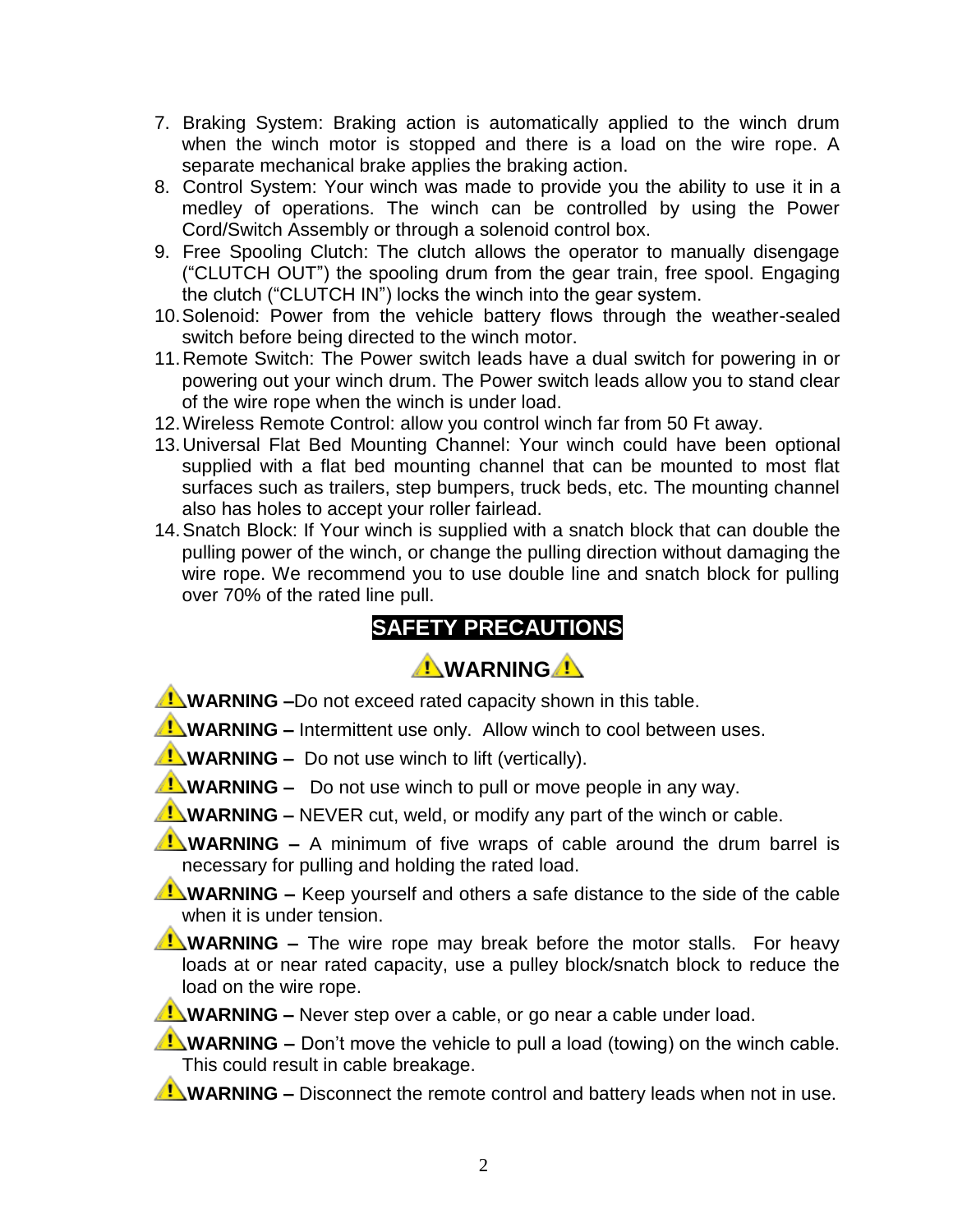7. Braking System: Braking action is automatically applied to the winch drum when the winch motor is stopped and there is a load on the wire rope. A separate mechanical brake applies the braking action.
8. Control System: Your winch was made to provide you the ability to use it in a medley of operations. The winch can be controlled by using the Power Cord/Switch Assembly or through a solenoid control box.
9. Free Spooling Clutch: The clutch allows the operator to manually disengage ("CLUTCH OUT") the spooling drum from the gear train, free spool. Engaging the clutch ("CLUTCH IN") locks the winch into the gear system.
10. Solenoid: Power from the vehicle battery flows through the weather-sealed switch before being directed to the winch motor.
11. Remote Switch: The Power switch leads have a dual switch for powering in or powering out your winch drum. The Power switch leads allow you to stand clear of the wire rope when the winch is under load.
12. Wireless Remote Control: allow you control winch far from 50 Ft away.
13. Universal Flat Bed Mounting Channel: Your winch could have been optional supplied with a flat bed mounting channel that can be mounted to most flat surfaces such as trailers, step bumpers, truck beds, etc. The mounting channel also has holes to accept your roller fairlead.
14. Snatch Block: If Your winch is supplied with a snatch block that can double the pulling power of the winch, or change the pulling direction without damaging the wire rope. We recommend you to use double line and snatch block for pulling over 70% of the rated line pull.

## SAFETY PRECAUTIONS

### ⚠WARNING⚠

⚠**WARNING –**Do not exceed rated capacity shown in this table.

⚠**WARNING –** Intermittent use only. Allow winch to cool between uses.

⚠**WARNING –** Do not use winch to lift (vertically).

⚠**WARNING –** Do not use winch to pull or move people in any way.

⚠**WARNING –** NEVER cut, weld, or modify any part of the winch or cable.

⚠**WARNING –** A minimum of five wraps of cable around the drum barrel is necessary for pulling and holding the rated load.

⚠**WARNING –** Keep yourself and others a safe distance to the side of the cable when it is under tension.

⚠**WARNING –** The wire rope may break before the motor stalls. For heavy loads at or near rated capacity, use a pulley block/snatch block to reduce the load on the wire rope.

⚠**WARNING –** Never step over a cable, or go near a cable under load.

⚠**WARNING –** Don't move the vehicle to pull a load (towing) on the winch cable. This could result in cable breakage.

⚠**WARNING –** Disconnect the remote control and battery leads when not in use.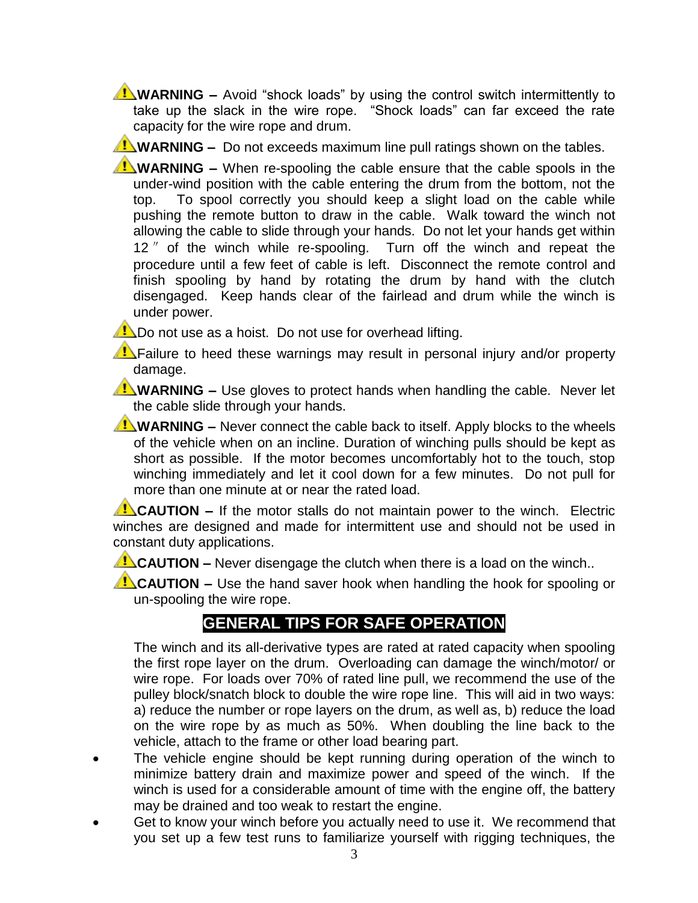⚠ **WARNING –** Avoid "shock loads" by using the control switch intermittently to take up the slack in the wire rope. "Shock loads" can far exceed the rate capacity for the wire rope and drum.

⚠ **WARNING –** Do not exceeds maximum line pull ratings shown on the tables.

⚠ **WARNING –** When re-spooling the cable ensure that the cable spools in the under-wind position with the cable entering the drum from the bottom, not the top. To spool correctly you should keep a slight load on the cable while pushing the remote button to draw in the cable. Walk toward the winch not allowing the cable to slide through your hands. Do not let your hands get within 12″ of the winch while re-spooling. Turn off the winch and repeat the procedure until a few feet of cable is left. Disconnect the remote control and finish spooling by hand by rotating the drum by hand with the clutch disengaged. Keep hands clear of the fairlead and drum while the winch is under power.

⚠ Do not use as a hoist. Do not use for overhead lifting.

⚠ Failure to heed these warnings may result in personal injury and/or property damage.

⚠ **WARNING –** Use gloves to protect hands when handling the cable. Never let the cable slide through your hands.

⚠ **WARNING –** Never connect the cable back to itself. Apply blocks to the wheels of the vehicle when on an incline. Duration of winching pulls should be kept as short as possible. If the motor becomes uncomfortably hot to the touch, stop winching immediately and let it cool down for a few minutes. Do not pull for more than one minute at or near the rated load.

⚠ **CAUTION –** If the motor stalls do not maintain power to the winch. Electric winches are designed and made for intermittent use and should not be used in constant duty applications.

⚠ **CAUTION –** Never disengage the clutch when there is a load on the winch..

⚠ **CAUTION –** Use the hand saver hook when handling the hook for spooling or un-spooling the wire rope.

## GENERAL TIPS FOR SAFE OPERATION

The winch and its all-derivative types are rated at rated capacity when spooling the first rope layer on the drum. Overloading can damage the winch/motor/ or wire rope. For loads over 70% of rated line pull, we recommend the use of the pulley block/snatch block to double the wire rope line. This will aid in two ways: a) reduce the number or rope layers on the drum, as well as, b) reduce the load on the wire rope by as much as 50%. When doubling the line back to the vehicle, attach to the frame or other load bearing part.

- The vehicle engine should be kept running during operation of the winch to minimize battery drain and maximize power and speed of the winch. If the winch is used for a considerable amount of time with the engine off, the battery may be drained and too weak to restart the engine.
- Get to know your winch before you actually need to use it. We recommend that you set up a few test runs to familiarize yourself with rigging techniques, the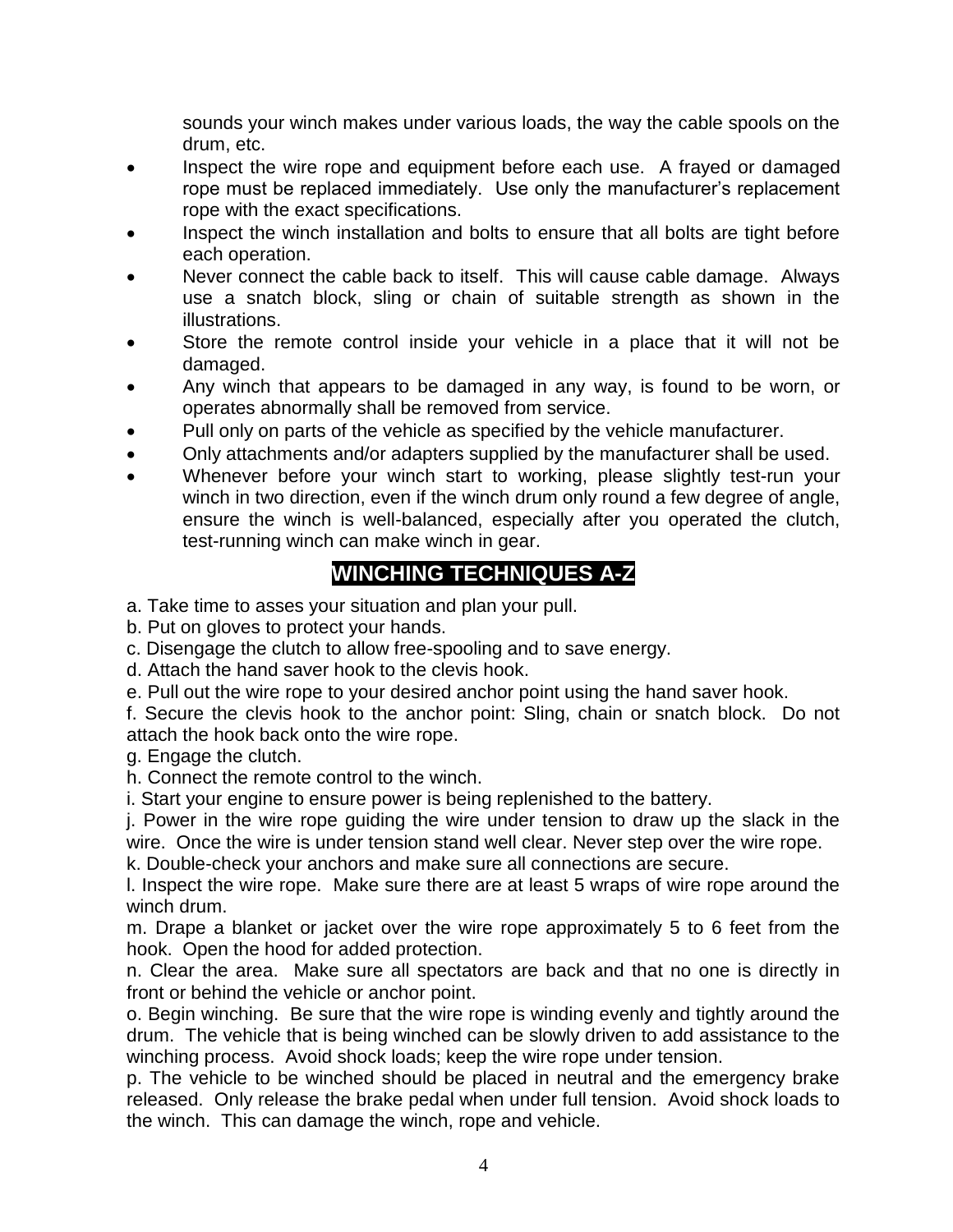sounds your winch makes under various loads, the way the cable spools on the drum, etc.

- Inspect the wire rope and equipment before each use. A frayed or damaged rope must be replaced immediately. Use only the manufacturer's replacement rope with the exact specifications.
- Inspect the winch installation and bolts to ensure that all bolts are tight before each operation.
- Never connect the cable back to itself. This will cause cable damage. Always use a snatch block, sling or chain of suitable strength as shown in the illustrations.
- Store the remote control inside your vehicle in a place that it will not be damaged.
- Any winch that appears to be damaged in any way, is found to be worn, or operates abnormally shall be removed from service.
- Pull only on parts of the vehicle as specified by the vehicle manufacturer.
- Only attachments and/or adapters supplied by the manufacturer shall be used.
- Whenever before your winch start to working, please slightly test-run your winch in two direction, even if the winch drum only round a few degree of angle, ensure the winch is well-balanced, especially after you operated the clutch, test-running winch can make winch in gear.

## WINCHING TECHNIQUES A-Z

a. Take time to asses your situation and plan your pull.

b. Put on gloves to protect your hands.

c. Disengage the clutch to allow free-spooling and to save energy.

d. Attach the hand saver hook to the clevis hook.

e. Pull out the wire rope to your desired anchor point using the hand saver hook.

f. Secure the clevis hook to the anchor point: Sling, chain or snatch block. Do not attach the hook back onto the wire rope.

g. Engage the clutch.

h. Connect the remote control to the winch.

i. Start your engine to ensure power is being replenished to the battery.

j. Power in the wire rope guiding the wire under tension to draw up the slack in the wire. Once the wire is under tension stand well clear. Never step over the wire rope.

k. Double-check your anchors and make sure all connections are secure.

l. Inspect the wire rope. Make sure there are at least 5 wraps of wire rope around the winch drum.

m. Drape a blanket or jacket over the wire rope approximately 5 to 6 feet from the hook. Open the hood for added protection.

n. Clear the area. Make sure all spectators are back and that no one is directly in front or behind the vehicle or anchor point.

o. Begin winching. Be sure that the wire rope is winding evenly and tightly around the drum. The vehicle that is being winched can be slowly driven to add assistance to the winching process. Avoid shock loads; keep the wire rope under tension.

p. The vehicle to be winched should be placed in neutral and the emergency brake released. Only release the brake pedal when under full tension. Avoid shock loads to the winch. This can damage the winch, rope and vehicle.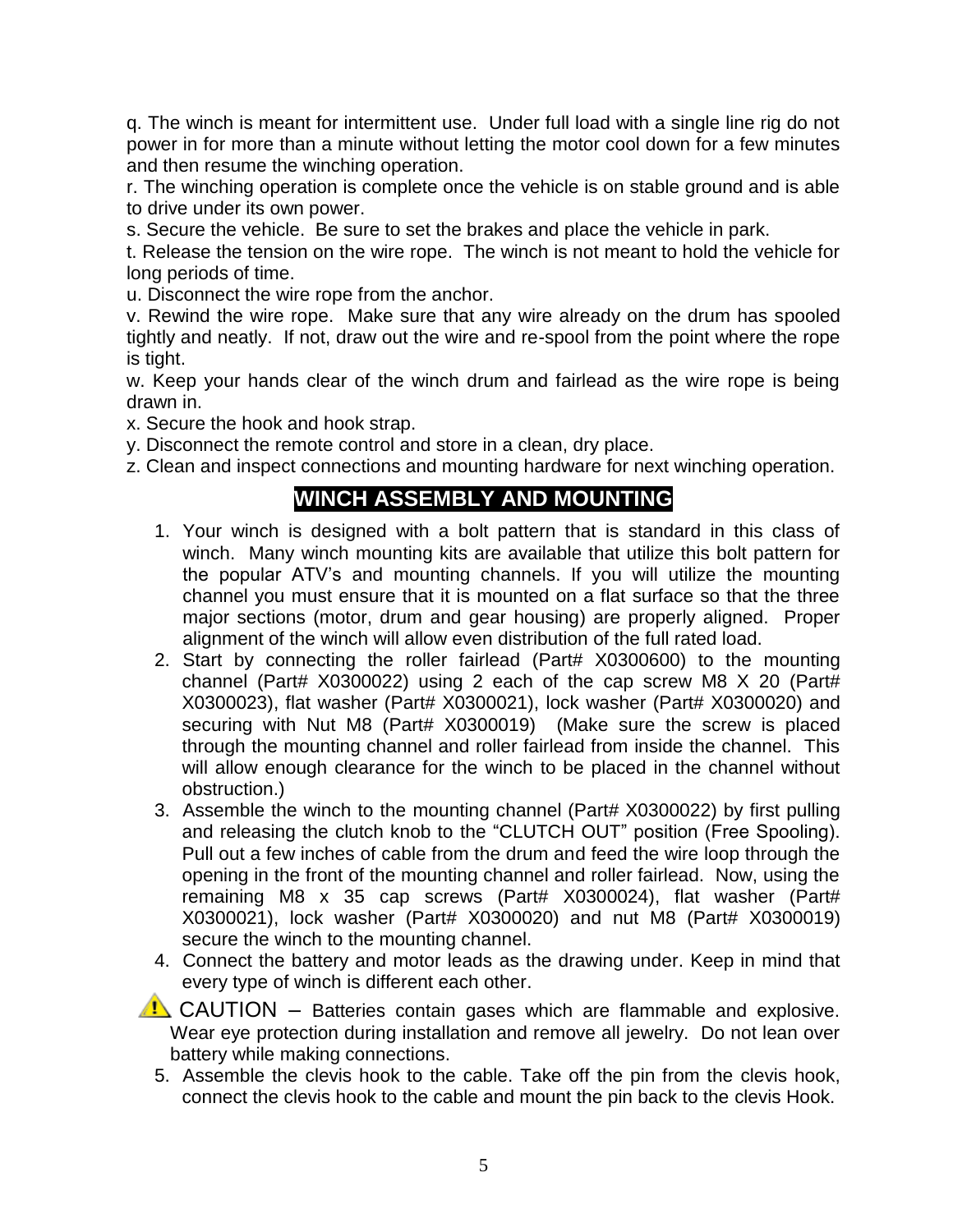q. The winch is meant for intermittent use. Under full load with a single line rig do not power in for more than a minute without letting the motor cool down for a few minutes and then resume the winching operation.

r. The winching operation is complete once the vehicle is on stable ground and is able to drive under its own power.

s. Secure the vehicle. Be sure to set the brakes and place the vehicle in park.

t. Release the tension on the wire rope. The winch is not meant to hold the vehicle for long periods of time.

u. Disconnect the wire rope from the anchor.

v. Rewind the wire rope. Make sure that any wire already on the drum has spooled tightly and neatly. If not, draw out the wire and re-spool from the point where the rope is tight.

w. Keep your hands clear of the winch drum and fairlead as the wire rope is being drawn in.

x. Secure the hook and hook strap.

y. Disconnect the remote control and store in a clean, dry place.

z. Clean and inspect connections and mounting hardware for next winching operation.

## WINCH ASSEMBLY AND MOUNTING

1. Your winch is designed with a bolt pattern that is standard in this class of winch. Many winch mounting kits are available that utilize this bolt pattern for the popular ATV's and mounting channels. If you will utilize the mounting channel you must ensure that it is mounted on a flat surface so that the three major sections (motor, drum and gear housing) are properly aligned. Proper alignment of the winch will allow even distribution of the full rated load.
2. Start by connecting the roller fairlead (Part# X0300600) to the mounting channel (Part# X0300022) using 2 each of the cap screw M8 X 20 (Part# X0300023), flat washer (Part# X0300021), lock washer (Part# X0300020) and securing with Nut M8 (Part# X0300019) (Make sure the screw is placed through the mounting channel and roller fairlead from inside the channel. This will allow enough clearance for the winch to be placed in the channel without obstruction.)
3. Assemble the winch to the mounting channel (Part# X0300022) by first pulling and releasing the clutch knob to the "CLUTCH OUT" position (Free Spooling). Pull out a few inches of cable from the drum and feed the wire loop through the opening in the front of the mounting channel and roller fairlead. Now, using the remaining M8 x 35 cap screws (Part# X0300024), flat washer (Part# X0300021), lock washer (Part# X0300020) and nut M8 (Part# X0300019) secure the winch to the mounting channel.
4. Connect the battery and motor leads as the drawing under. Keep in mind that every type of winch is different each other.

⚠ CAUTION – Batteries contain gases which are flammable and explosive. Wear eye protection during installation and remove all jewelry. Do not lean over battery while making connections.

5. Assemble the clevis hook to the cable. Take off the pin from the clevis hook, connect the clevis hook to the cable and mount the pin back to the clevis Hook.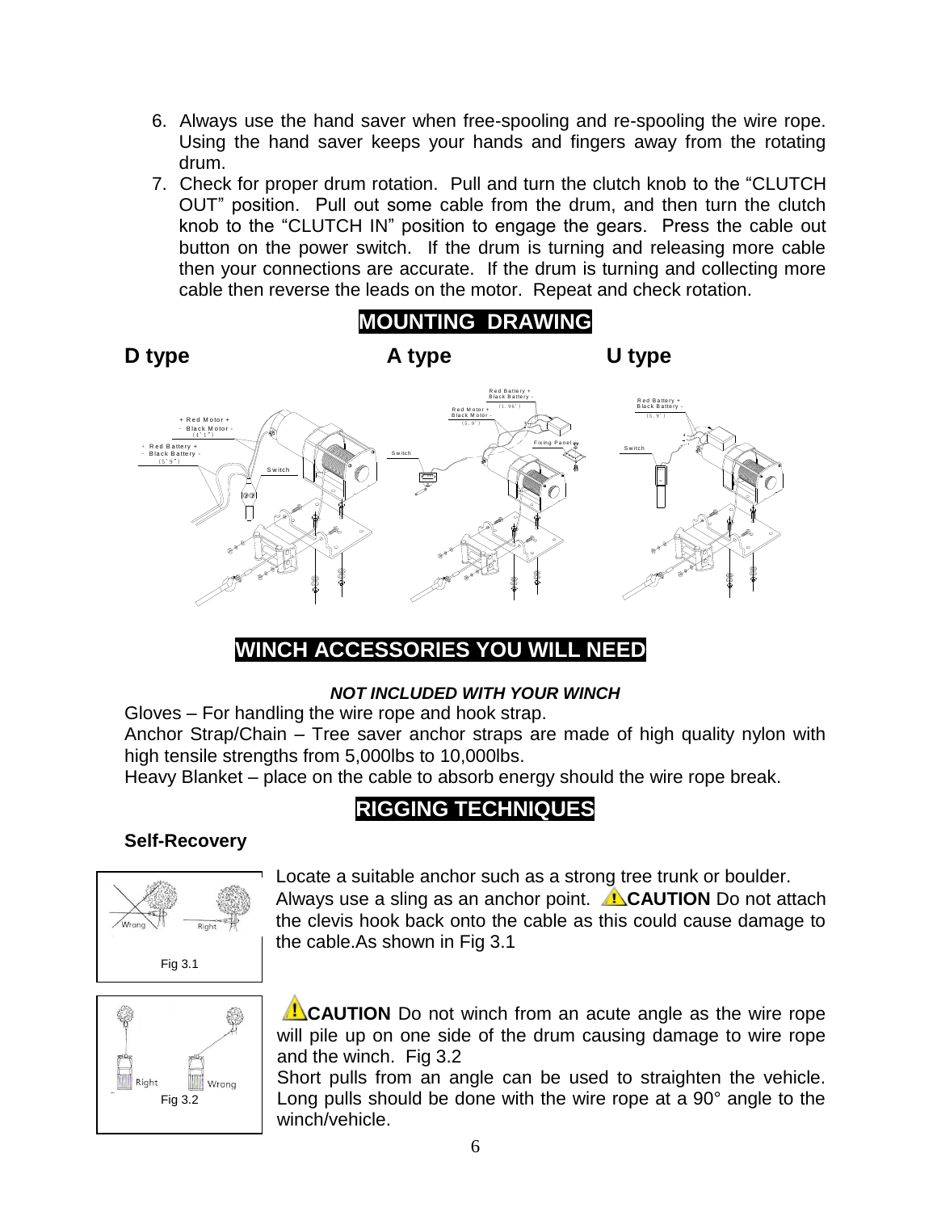6. Always use the hand saver when free-spooling and re-spooling the wire rope. Using the hand saver keeps your hands and fingers away from the rotating drum.
7. Check for proper drum rotation. Pull and turn the clutch knob to the "CLUTCH OUT" position. Pull out some cable from the drum, and then turn the clutch knob to the "CLUTCH IN" position to engage the gears. Press the cable out button on the power switch. If the drum is turning and releasing more cable then your connections are accurate. If the drum is turning and collecting more cable then reverse the leads on the motor. Repeat and check rotation.

## MOUNTING DRAWING

**D type** **A type** **U type**

## WINCH ACCESSORIES YOU WILL NEED

***NOT INCLUDED WITH YOUR WINCH***

Gloves – For handling the wire rope and hook strap.

Anchor Strap/Chain – Tree saver anchor straps are made of high quality nylon with high tensile strengths from 5,000lbs to 10,000lbs.

Heavy Blanket – place on the cable to absorb energy should the wire rope break.

## RIGGING TECHNIQUES

### Self-Recovery

Fig 3.1

Locate a suitable anchor such as a strong tree trunk or boulder. Always use a sling as an anchor point. **CAUTION** Do not attach the clevis hook back onto the cable as this could cause damage to the cable.As shown in Fig 3.1

Fig 3.2

**CAUTION** Do not winch from an acute angle as the wire rope will pile up on one side of the drum causing damage to wire rope and the winch. Fig 3.2

Short pulls from an angle can be used to straighten the vehicle. Long pulls should be done with the wire rope at a 90° angle to the winch/vehicle.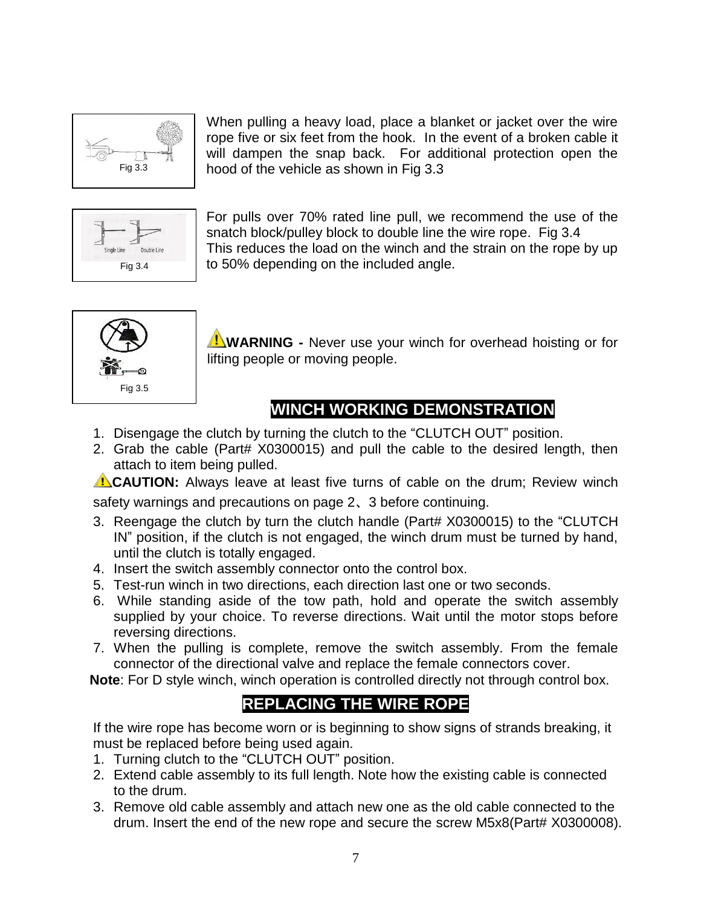Fig 3.3

When pulling a heavy load, place a blanket or jacket over the wire rope five or six feet from the hook. In the event of a broken cable it will dampen the snap back. For additional protection open the hood of the vehicle as shown in Fig 3.3

Single Line Double Line

Fig 3.4

For pulls over 70% rated line pull, we recommend the use of the snatch block/pulley block to double line the wire rope. Fig 3.4
This reduces the load on the winch and the strain on the rope by up to 50% depending on the included angle.

Fig 3.5

**WARNING -** Never use your winch for overhead hoisting or for lifting people or moving people.

## WINCH WORKING DEMONSTRATION

1. Disengage the clutch by turning the clutch to the "CLUTCH OUT" position.
2. Grab the cable (Part# X0300015) and pull the cable to the desired length, then attach to item being pulled.

**CAUTION:** Always leave at least five turns of cable on the drum; Review winch safety warnings and precautions on page 2、3 before continuing.

3. Reengage the clutch by turn the clutch handle (Part# X0300015) to the "CLUTCH IN" position, if the clutch is not engaged, the winch drum must be turned by hand, until the clutch is totally engaged.
4. Insert the switch assembly connector onto the control box.
5. Test-run winch in two directions, each direction last one or two seconds.
6. While standing aside of the tow path, hold and operate the switch assembly supplied by your choice. To reverse directions. Wait until the motor stops before reversing directions.
7. When the pulling is complete, remove the switch assembly. From the female connector of the directional valve and replace the female connectors cover.

**Note**: For D style winch, winch operation is controlled directly not through control box.

## REPLACING THE WIRE ROPE

If the wire rope has become worn or is beginning to show signs of strands breaking, it must be replaced before being used again.

1. Turning clutch to the "CLUTCH OUT" position.
2. Extend cable assembly to its full length. Note how the existing cable is connected to the drum.
3. Remove old cable assembly and attach new one as the old cable connected to the drum. Insert the end of the new rope and secure the screw M5x8(Part# X0300008).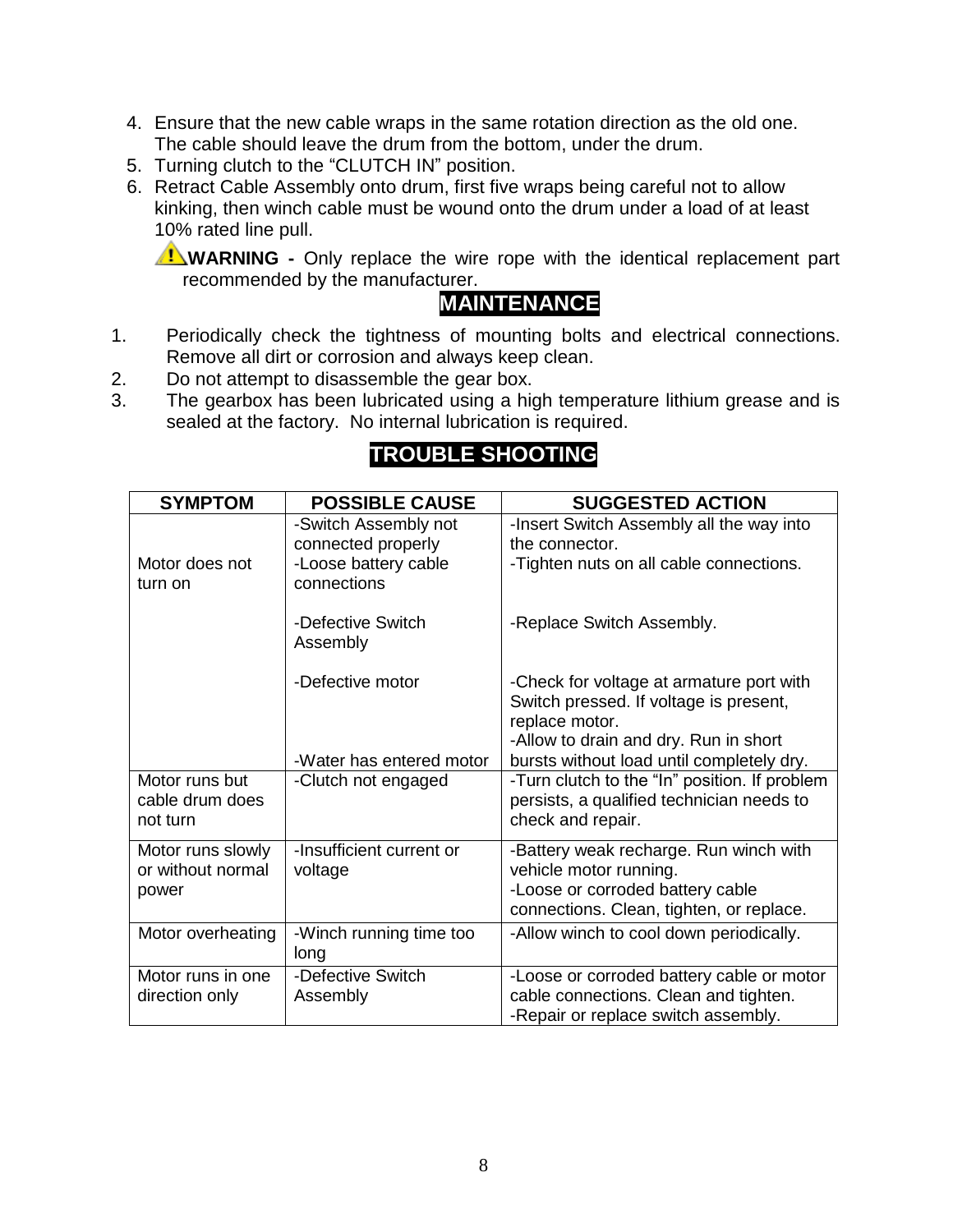4. Ensure that the new cable wraps in the same rotation direction as the old one. The cable should leave the drum from the bottom, under the drum.
5. Turning clutch to the “CLUTCH IN” position.
6. Retract Cable Assembly onto drum, first five wraps being careful not to allow kinking, then winch cable must be wound onto the drum under a load of at least 10% rated line pull.

⚠ **WARNING -** Only replace the wire rope with the identical replacement part recommended by the manufacturer.

## MAINTENANCE

1. Periodically check the tightness of mounting bolts and electrical connections. Remove all dirt or corrosion and always keep clean.
2. Do not attempt to disassemble the gear box.
3. The gearbox has been lubricated using a high temperature lithium grease and is sealed at the factory. No internal lubrication is required.

## TROUBLE SHOOTING

| SYMPTOM | POSSIBLE CAUSE | SUGGESTED ACTION |
|---|---|---|
| Motor does not turn on | -Switch Assembly not connected properly<br>-Loose battery cable connections | -Insert Switch Assembly all the way into the connector.<br>-Tighten nuts on all cable connections. |
| | -Defective Switch Assembly | -Replace Switch Assembly. |
| | -Defective motor | -Check for voltage at armature port with Switch pressed. If voltage is present, replace motor. |
| | -Water has entered motor | -Allow to drain and dry. Run in short bursts without load until completely dry. |
| Motor runs but cable drum does not turn | -Clutch not engaged | -Turn clutch to the “In” position. If problem persists, a qualified technician needs to check and repair. |
| Motor runs slowly or without normal power | -Insufficient current or voltage | -Battery weak recharge. Run winch with vehicle motor running.<br>-Loose or corroded battery cable connections. Clean, tighten, or replace. |
| Motor overheating | -Winch running time too long | -Allow winch to cool down periodically. |
| Motor runs in one direction only | -Defective Switch Assembly | -Loose or corroded battery cable or motor cable connections. Clean and tighten.<br>-Repair or replace switch assembly. |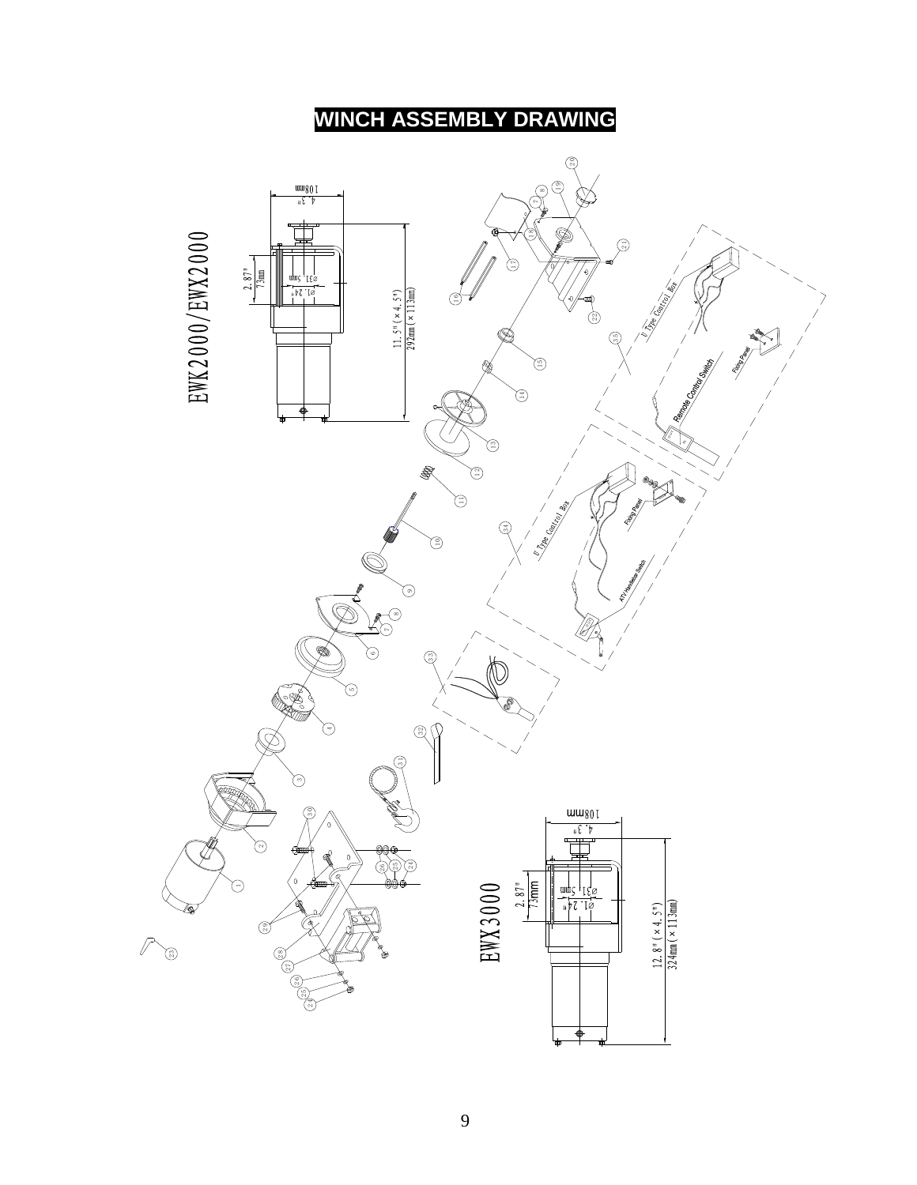# WINCH ASSEMBLY DRAWING

EWK2000/EWX2000

108mm
4.3"

2.87"
73mm

⌀31.5mm
⌀1.24"

11.5"(×4.5")
292mm(×113mm)

U Type Control Box

Remote Control Switch

Fixing Panel

U Type Control Box

Fixing Panel

ATV Handlebar Switch

EWX3000

108mm
4.3"

2.87"
73mm

⌀31.5mm
⌀1.24"

12.8"(×4.5")
324mm(×113mm)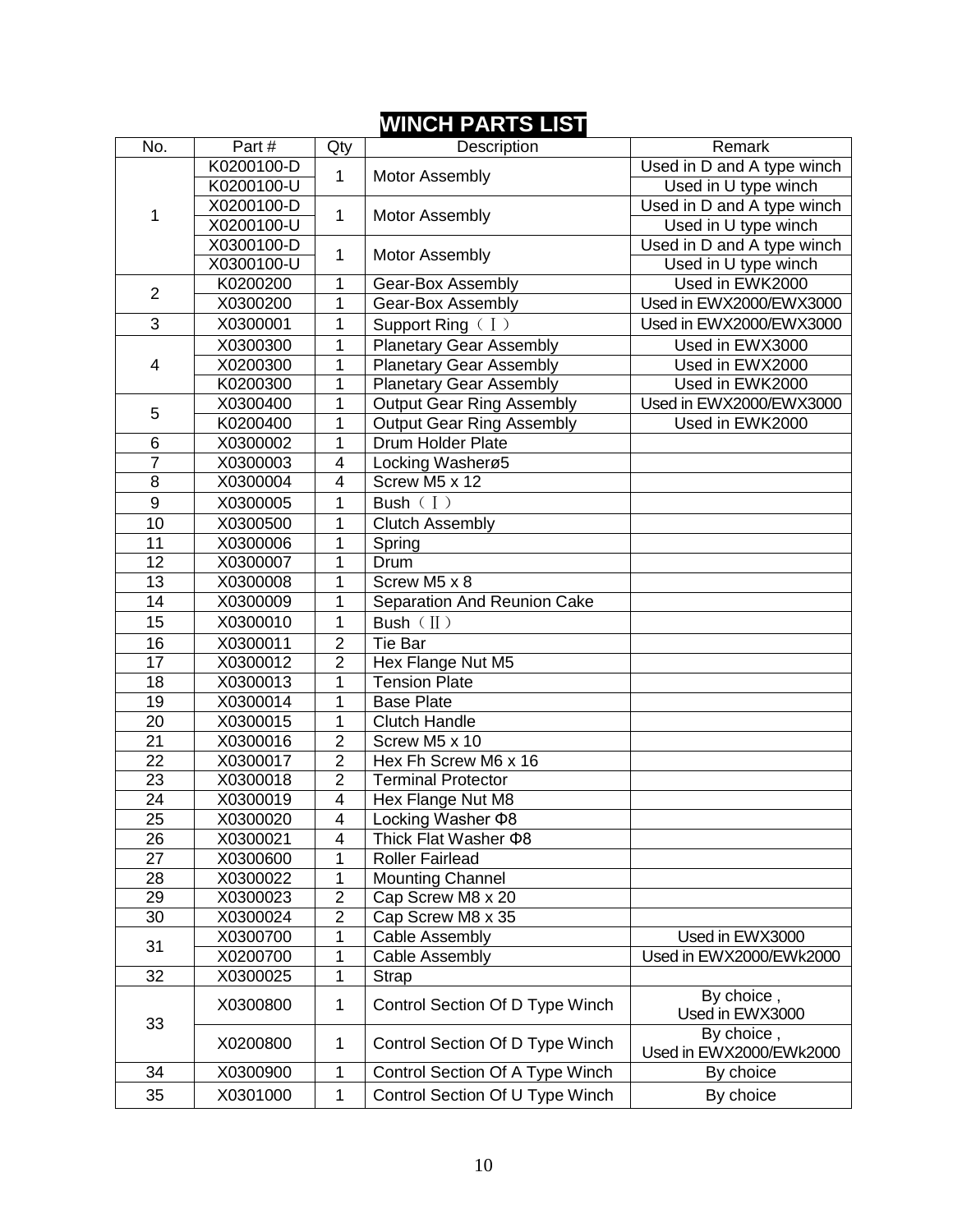# WINCH PARTS LIST

| No. | Part # | Qty | Description | Remark |
|---|---|---|---|---|
| 1 | K0200100-D | 1 | Motor Assembly | Used in D and A type winch |
| | K0200100-U | | | Used in U type winch |
| | X0200100-D | 1 | Motor Assembly | Used in D and A type winch |
| | X0200100-U | | | Used in U type winch |
| | X0300100-D | 1 | Motor Assembly | Used in D and A type winch |
| | X0300100-U | | | Used in U type winch |
| 2 | K0200200 | 1 | Gear-Box Assembly | Used in EWK2000 |
| | X0300200 | 1 | Gear-Box Assembly | Used in EWX2000/EWX3000 |
| 3 | X0300001 | 1 | Support Ring（Ⅰ） | Used in EWX2000/EWX3000 |
| 4 | X0300300 | 1 | Planetary Gear Assembly | Used in EWX3000 |
| | X0200300 | 1 | Planetary Gear Assembly | Used in EWX2000 |
| | K0200300 | 1 | Planetary Gear Assembly | Used in EWK2000 |
| 5 | X0300400 | 1 | Output Gear Ring Assembly | Used in EWX2000/EWX3000 |
| | K0200400 | 1 | Output Gear Ring Assembly | Used in EWK2000 |
| 6 | X0300002 | 1 | Drum Holder Plate | |
| 7 | X0300003 | 4 | Locking Washerø5 | |
| 8 | X0300004 | 4 | Screw M5 x 12 | |
| 9 | X0300005 | 1 | Bush（Ⅰ） | |
| 10 | X0300500 | 1 | Clutch Assembly | |
| 11 | X0300006 | 1 | Spring | |
| 12 | X0300007 | 1 | Drum | |
| 13 | X0300008 | 1 | Screw M5 x 8 | |
| 14 | X0300009 | 1 | Separation And Reunion Cake | |
| 15 | X0300010 | 1 | Bush（Ⅱ） | |
| 16 | X0300011 | 2 | Tie Bar | |
| 17 | X0300012 | 2 | Hex Flange Nut M5 | |
| 18 | X0300013 | 1 | Tension Plate | |
| 19 | X0300014 | 1 | Base Plate | |
| 20 | X0300015 | 1 | Clutch Handle | |
| 21 | X0300016 | 2 | Screw M5 x 10 | |
| 22 | X0300017 | 2 | Hex Fh Screw M6 x 16 | |
| 23 | X0300018 | 2 | Terminal Protector | |
| 24 | X0300019 | 4 | Hex Flange Nut M8 | |
| 25 | X0300020 | 4 | Locking Washer Φ8 | |
| 26 | X0300021 | 4 | Thick Flat Washer Φ8 | |
| 27 | X0300600 | 1 | Roller Fairlead | |
| 28 | X0300022 | 1 | Mounting Channel | |
| 29 | X0300023 | 2 | Cap Screw M8 x 20 | |
| 30 | X0300024 | 2 | Cap Screw M8 x 35 | |
| 31 | X0300700 | 1 | Cable Assembly | Used in EWX3000 |
| | X0200700 | 1 | Cable Assembly | Used in EWX2000/EWk2000 |
| 32 | X0300025 | 1 | Strap | |
| 33 | X0300800 | 1 | Control Section Of D Type Winch | By choice , Used in EWX3000 |
| | X0200800 | 1 | Control Section Of D Type Winch | By choice , Used in EWX2000/EWk2000 |
| 34 | X0300900 | 1 | Control Section Of A Type Winch | By choice |
| 35 | X0301000 | 1 | Control Section Of U Type Winch | By choice |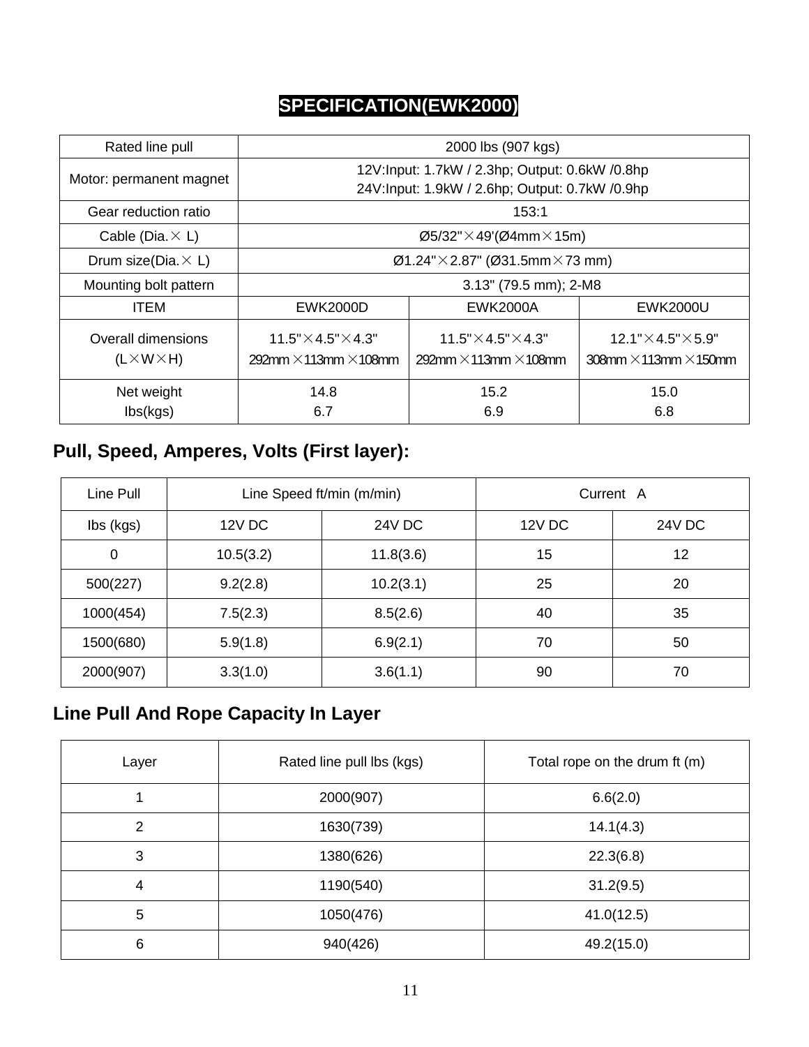# SPECIFICATION(EWK2000)

| Rated line pull | 2000 lbs (907 kgs) | | |
|---|---|---|---|
| Motor: permanent magnet | 12V:Input: 1.7kW / 2.3hp; Output: 0.6kW /0.8hp<br>24V:Input: 1.9kW / 2.6hp; Output: 0.7kW /0.9hp | | |
| Gear reduction ratio | 153:1 | | |
| Cable (Dia.× L) | Ø5/32"×49'(Ø4mm×15m) | | |
| Drum size(Dia.× L) | Ø1.24"×2.87" (Ø31.5mm×73 mm) | | |
| Mounting bolt pattern | 3.13" (79.5 mm); 2-M8 | | |
| ITEM | EWK2000D | EWK2000A | EWK2000U |
| Overall dimensions (L×W×H) | 11.5"×4.5"×4.3"<br>292mm ×113mm ×108mm | 11.5"×4.5"×4.3"<br>292mm ×113mm ×108mm | 12.1"×4.5"×5.9"<br>308mm ×113mm ×150mm |
| Net weight lbs(kgs) | 14.8<br>6.7 | 15.2<br>6.9 | 15.0<br>6.8 |

## Pull, Speed, Amperes, Volts (First layer):

| Line Pull | Line Speed ft/min (m/min) | | Current A | |
|---|---|---|---|---|
| lbs (kgs) | 12V DC | 24V DC | 12V DC | 24V DC |
| 0 | 10.5(3.2) | 11.8(3.6) | 15 | 12 |
| 500(227) | 9.2(2.8) | 10.2(3.1) | 25 | 20 |
| 1000(454) | 7.5(2.3) | 8.5(2.6) | 40 | 35 |
| 1500(680) | 5.9(1.8) | 6.9(2.1) | 70 | 50 |
| 2000(907) | 3.3(1.0) | 3.6(1.1) | 90 | 70 |

## Line Pull And Rope Capacity In Layer

| Layer | Rated line pull lbs (kgs) | Total rope on the drum ft (m) |
|---|---|---|
| 1 | 2000(907) | 6.6(2.0) |
| 2 | 1630(739) | 14.1(4.3) |
| 3 | 1380(626) | 22.3(6.8) |
| 4 | 1190(540) | 31.2(9.5) |
| 5 | 1050(476) | 41.0(12.5) |
| 6 | 940(426) | 49.2(15.0) |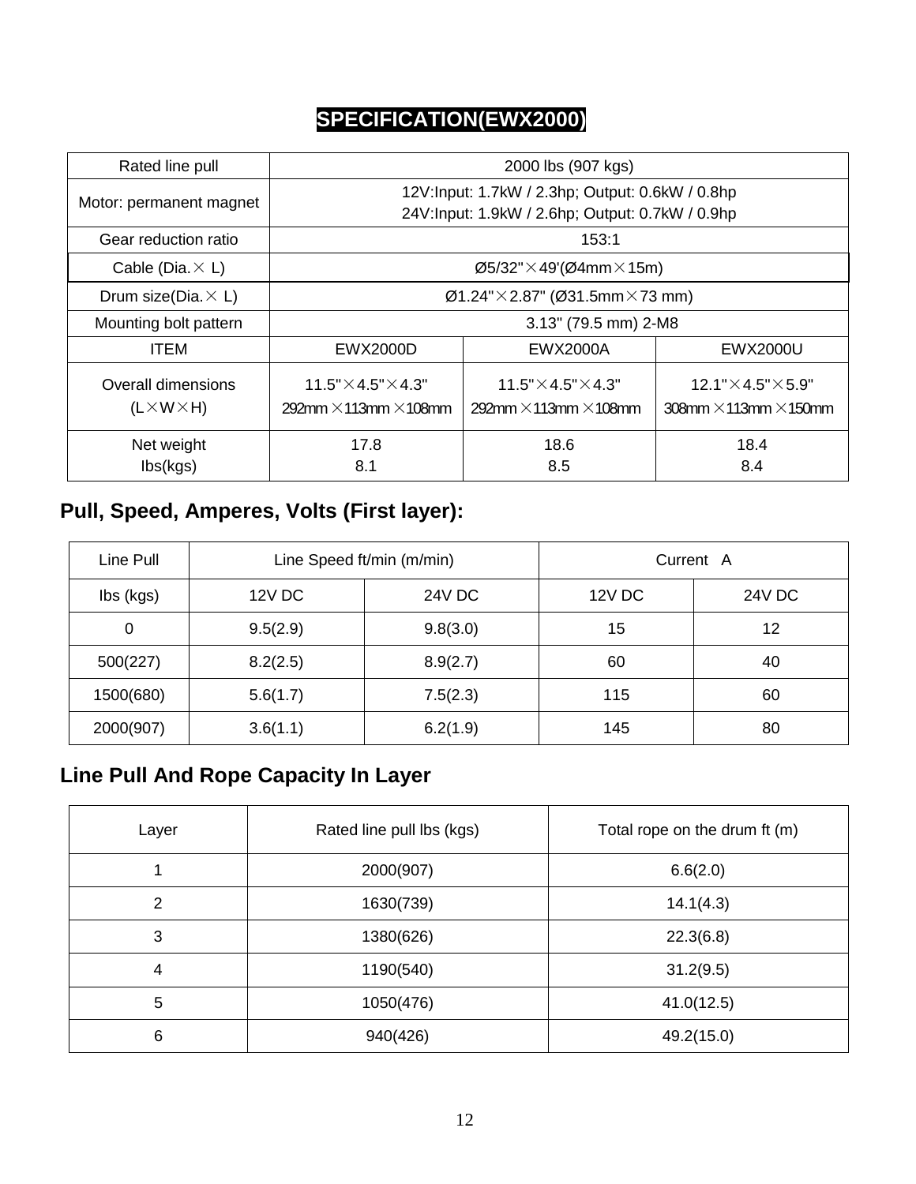# SPECIFICATION(EWX2000)

| Rated line pull | 2000 lbs (907 kgs) | | |
|---|---|---|---|
| Motor: permanent magnet | 12V:Input: 1.7kW / 2.3hp; Output: 0.6kW / 0.8hp<br>24V:Input: 1.9kW / 2.6hp; Output: 0.7kW / 0.9hp | | |
| Gear reduction ratio | 153:1 | | |
| Cable (Dia.× L) | Ø5/32"×49'(Ø4mm×15m) | | |
| Drum size(Dia.× L) | Ø1.24"×2.87" (Ø31.5mm×73 mm) | | |
| Mounting bolt pattern | 3.13" (79.5 mm) 2-M8 | | |
| ITEM | EWX2000D | EWX2000A | EWX2000U |
| Overall dimensions (L×W×H) | 11.5"×4.5"×4.3"<br>292mm ×113mm ×108mm | 11.5"×4.5"×4.3"<br>292mm ×113mm ×108mm | 12.1"×4.5"×5.9"<br>308mm ×113mm ×150mm |
| Net weight lbs(kgs) | 17.8<br>8.1 | 18.6<br>8.5 | 18.4<br>8.4 |

## Pull, Speed, Amperes, Volts (First layer):

| Line Pull | Line Speed ft/min (m/min) | | Current A | |
|---|---|---|---|---|
| lbs (kgs) | 12V DC | 24V DC | 12V DC | 24V DC |
| 0 | 9.5(2.9) | 9.8(3.0) | 15 | 12 |
| 500(227) | 8.2(2.5) | 8.9(2.7) | 60 | 40 |
| 1500(680) | 5.6(1.7) | 7.5(2.3) | 115 | 60 |
| 2000(907) | 3.6(1.1) | 6.2(1.9) | 145 | 80 |

## Line Pull And Rope Capacity In Layer

| Layer | Rated line pull lbs (kgs) | Total rope on the drum ft (m) |
|---|---|---|
| 1 | 2000(907) | 6.6(2.0) |
| 2 | 1630(739) | 14.1(4.3) |
| 3 | 1380(626) | 22.3(6.8) |
| 4 | 1190(540) | 31.2(9.5) |
| 5 | 1050(476) | 41.0(12.5) |
| 6 | 940(426) | 49.2(15.0) |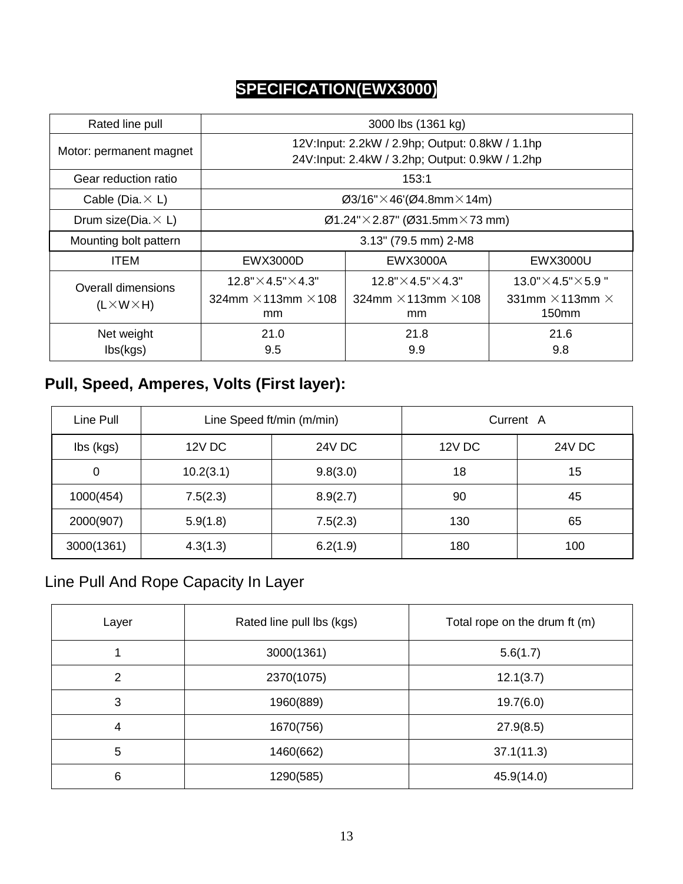# SPECIFICATION(EWX3000)

| | | | |
|---|---|---|---|
| Rated line pull | 3000 lbs (1361 kg) | | |
| Motor: permanent magnet | 12V:Input: 2.2kW / 2.9hp; Output: 0.8kW / 1.1hp<br>24V:Input: 2.4kW / 3.2hp; Output: 0.9kW / 1.2hp | | |
| Gear reduction ratio | 153:1 | | |
| Cable (Dia.× L) | Ø3/16"×46'(Ø4.8mm×14m) | | |
| Drum size(Dia.× L) | Ø1.24"×2.87" (Ø31.5mm×73 mm) | | |
| Mounting bolt pattern | 3.13" (79.5 mm) 2-M8 | | |
| ITEM | EWX3000D | EWX3000A | EWX3000U |
| Overall dimensions (L×W×H) | 12.8"×4.5"×4.3"<br>324mm ×113mm ×108 mm | 12.8"×4.5"×4.3"<br>324mm ×113mm ×108 mm | 13.0"×4.5"×5.9 "<br>331mm ×113mm × 150mm |
| Net weight lbs(kgs) | 21.0<br>9.5 | 21.8<br>9.9 | 21.6<br>9.8 |

## Pull, Speed, Amperes, Volts (First layer):

| Line Pull | Line Speed ft/min (m/min) | | Current A | |
|---|---|---|---|---|
| lbs (kgs) | 12V DC | 24V DC | 12V DC | 24V DC |
| 0 | 10.2(3.1) | 9.8(3.0) | 18 | 15 |
| 1000(454) | 7.5(2.3) | 8.9(2.7) | 90 | 45 |
| 2000(907) | 5.9(1.8) | 7.5(2.3) | 130 | 65 |
| 3000(1361) | 4.3(1.3) | 6.2(1.9) | 180 | 100 |

## Line Pull And Rope Capacity In Layer

| Layer | Rated line pull lbs (kgs) | Total rope on the drum ft (m) |
|---|---|---|
| 1 | 3000(1361) | 5.6(1.7) |
| 2 | 2370(1075) | 12.1(3.7) |
| 3 | 1960(889) | 19.7(6.0) |
| 4 | 1670(756) | 27.9(8.5) |
| 5 | 1460(662) | 37.1(11.3) |
| 6 | 1290(585) | 45.9(14.0) |